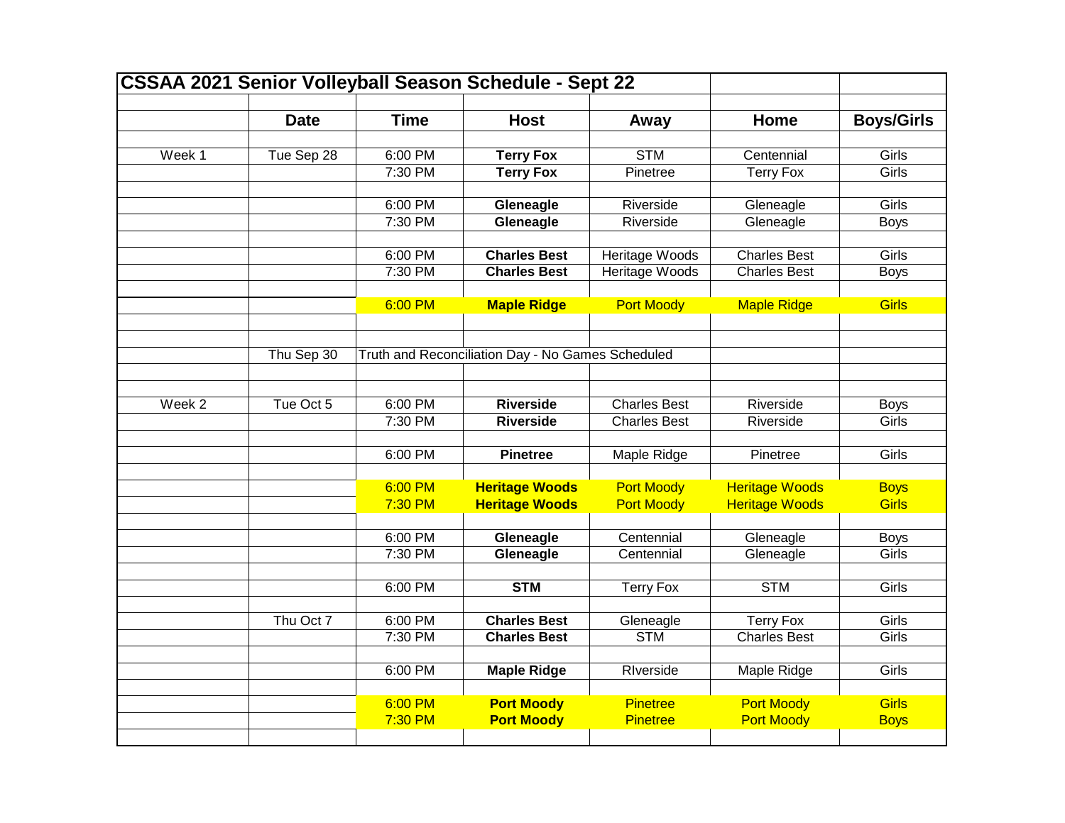# CSSAA 2021 Senior Volleyball Season Schedule - Sept 22

| | Date | Time | Host | Away | Home | Boys/Girls |
|---|---|---|---|---|---|---|
| Week 1 | Tue Sep 28 | 6:00 PM | **Terry Fox** | STM | Centennial | Girls |
| | | 7:30 PM | **Terry Fox** | Pinetree | Terry Fox | Girls |
| | | | | | | |
| | | 6:00 PM | **Gleneagle** | Riverside | Gleneagle | Girls |
| | | 7:30 PM | **Gleneagle** | Riverside | Gleneagle | Boys |
| | | | | | | |
| | | 6:00 PM | **Charles Best** | Heritage Woods | Charles Best | Girls |
| | | 7:30 PM | **Charles Best** | Heritage Woods | Charles Best | Boys |
| | | | | | | |
| | | 6:00 PM | **Maple Ridge** | Port Moody | Maple Ridge | Girls |
| | | | | | | |
| | | | | | | |
| | Thu Sep 30 | Truth and Reconciliation Day - No Games Scheduled | | | | |
| | | | | | | |
| | | | | | | |
| Week 2 | Tue Oct 5 | 6:00 PM | **Riverside** | Charles Best | Riverside | Boys |
| | | 7:30 PM | **Riverside** | Charles Best | Riverside | Girls |
| | | | | | | |
| | | 6:00 PM | **Pinetree** | Maple Ridge | Pinetree | Girls |
| | | | | | | |
| | | 6:00 PM | **Heritage Woods** | Port Moody | Heritage Woods | Boys |
| | | 7:30 PM | **Heritage Woods** | Port Moody | Heritage Woods | Girls |
| | | | | | | |
| | | 6:00 PM | **Gleneagle** | Centennial | Gleneagle | Boys |
| | | 7:30 PM | **Gleneagle** | Centennial | Gleneagle | Girls |
| | | | | | | |
| | | 6:00 PM | **STM** | Terry Fox | STM | Girls |
| | | | | | | |
| | Thu Oct 7 | 6:00 PM | **Charles Best** | Gleneagle | Terry Fox | Girls |
| | | 7:30 PM | **Charles Best** | STM | Charles Best | Girls |
| | | | | | | |
| | | 6:00 PM | **Maple Ridge** | RIverside | Maple Ridge | Girls |
| | | | | | | |
| | | 6:00 PM | **Port Moody** | Pinetree | Port Moody | Girls |
| | | 7:30 PM | **Port Moody** | Pinetree | Port Moody | Boys |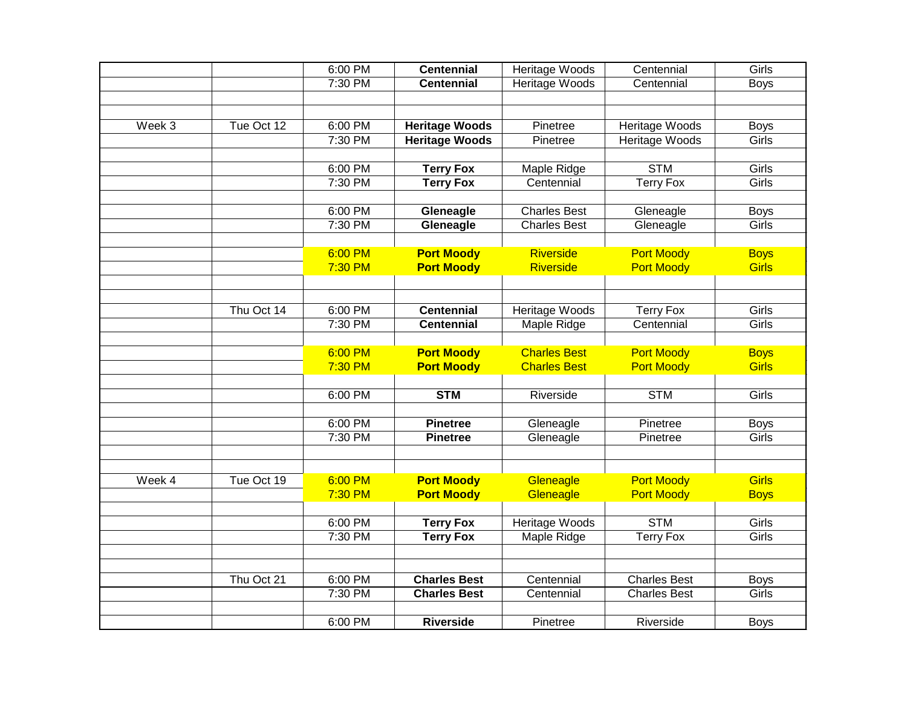| | | | | | | |
|---|---|---|---|---|---|---|
| | | 6:00 PM | **Centennial** | Heritage Woods | Centennial | Girls |
| | | 7:30 PM | **Centennial** | Heritage Woods | Centennial | Boys |
| | | | | | | |
| | | | | | | |
| Week 3 | Tue Oct 12 | 6:00 PM | **Heritage Woods** | Pinetree | Heritage Woods | Boys |
| | | 7:30 PM | **Heritage Woods** | Pinetree | Heritage Woods | Girls |
| | | | | | | |
| | | 6:00 PM | **Terry Fox** | Maple Ridge | STM | Girls |
| | | 7:30 PM | **Terry Fox** | Centennial | Terry Fox | Girls |
| | | | | | | |
| | | 6:00 PM | **Gleneagle** | Charles Best | Gleneagle | Boys |
| | | 7:30 PM | **Gleneagle** | Charles Best | Gleneagle | Girls |
| | | | | | | |
| | | 6:00 PM | **Port Moody** | Riverside | Port Moody | Boys |
| | | 7:30 PM | **Port Moody** | Riverside | Port Moody | Girls |
| | | | | | | |
| | | | | | | |
| | Thu Oct 14 | 6:00 PM | **Centennial** | Heritage Woods | Terry Fox | Girls |
| | | 7:30 PM | **Centennial** | Maple Ridge | Centennial | Girls |
| | | | | | | |
| | | 6:00 PM | **Port Moody** | Charles Best | Port Moody | Boys |
| | | 7:30 PM | **Port Moody** | Charles Best | Port Moody | Girls |
| | | | | | | |
| | | 6:00 PM | **STM** | Riverside | STM | Girls |
| | | | | | | |
| | | 6:00 PM | **Pinetree** | Gleneagle | Pinetree | Boys |
| | | 7:30 PM | **Pinetree** | Gleneagle | Pinetree | Girls |
| | | | | | | |
| | | | | | | |
| Week 4 | Tue Oct 19 | 6:00 PM | **Port Moody** | Gleneagle | Port Moody | Girls |
| | | 7:30 PM | **Port Moody** | Gleneagle | Port Moody | Boys |
| | | | | | | |
| | | 6:00 PM | **Terry Fox** | Heritage Woods | STM | Girls |
| | | 7:30 PM | **Terry Fox** | Maple Ridge | Terry Fox | Girls |
| | | | | | | |
| | | | | | | |
| | Thu Oct 21 | 6:00 PM | **Charles Best** | Centennial | Charles Best | Boys |
| | | 7:30 PM | **Charles Best** | Centennial | Charles Best | Girls |
| | | | | | | |
| | | 6:00 PM | **Riverside** | Pinetree | Riverside | Boys |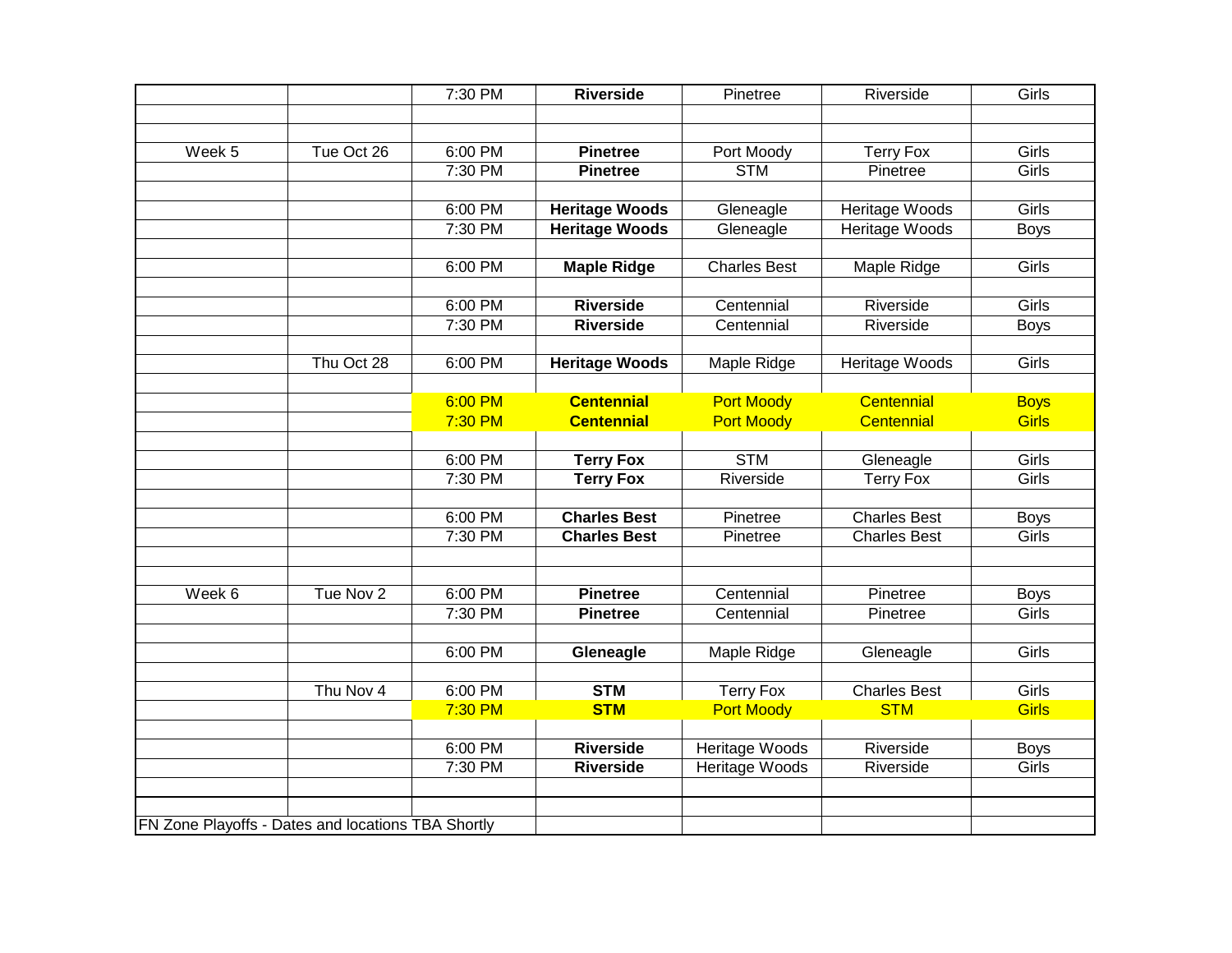| | | | | | | |
|---|---|---|---|---|---|---|
| | | 7:30 PM | **Riverside** | Pinetree | Riverside | Girls |
| | | | | | | |
| | | | | | | |
| Week 5 | Tue Oct 26 | 6:00 PM | **Pinetree** | Port Moody | Terry Fox | Girls |
| | | 7:30 PM | **Pinetree** | STM | Pinetree | Girls |
| | | | | | | |
| | | 6:00 PM | **Heritage Woods** | Gleneagle | Heritage Woods | Girls |
| | | 7:30 PM | **Heritage Woods** | Gleneagle | Heritage Woods | Boys |
| | | | | | | |
| | | 6:00 PM | **Maple Ridge** | Charles Best | Maple Ridge | Girls |
| | | | | | | |
| | | 6:00 PM | **Riverside** | Centennial | Riverside | Girls |
| | | 7:30 PM | **Riverside** | Centennial | Riverside | Boys |
| | | | | | | |
| | Thu Oct 28 | 6:00 PM | **Heritage Woods** | Maple Ridge | Heritage Woods | Girls |
| | | | | | | |
| | | 6:00 PM | **Centennial** | Port Moody | Centennial | Boys |
| | | 7:30 PM | **Centennial** | Port Moody | Centennial | Girls |
| | | | | | | |
| | | 6:00 PM | **Terry Fox** | STM | Gleneagle | Girls |
| | | 7:30 PM | **Terry Fox** | Riverside | Terry Fox | Girls |
| | | | | | | |
| | | 6:00 PM | **Charles Best** | Pinetree | Charles Best | Boys |
| | | 7:30 PM | **Charles Best** | Pinetree | Charles Best | Girls |
| | | | | | | |
| | | | | | | |
| Week 6 | Tue Nov 2 | 6:00 PM | **Pinetree** | Centennial | Pinetree | Boys |
| | | 7:30 PM | **Pinetree** | Centennial | Pinetree | Girls |
| | | | | | | |
| | | 6:00 PM | **Gleneagle** | Maple Ridge | Gleneagle | Girls |
| | | | | | | |
| | Thu Nov 4 | 6:00 PM | **STM** | Terry Fox | Charles Best | Girls |
| | | 7:30 PM | **STM** | Port Moody | STM | Girls |
| | | | | | | |
| | | 6:00 PM | **Riverside** | Heritage Woods | Riverside | Boys |
| | | 7:30 PM | **Riverside** | Heritage Woods | Riverside | Girls |
| | | | | | | |
| | | | | | | |
| FN Zone Playoffs - Dates and locations TBA Shortly | | | | | | |